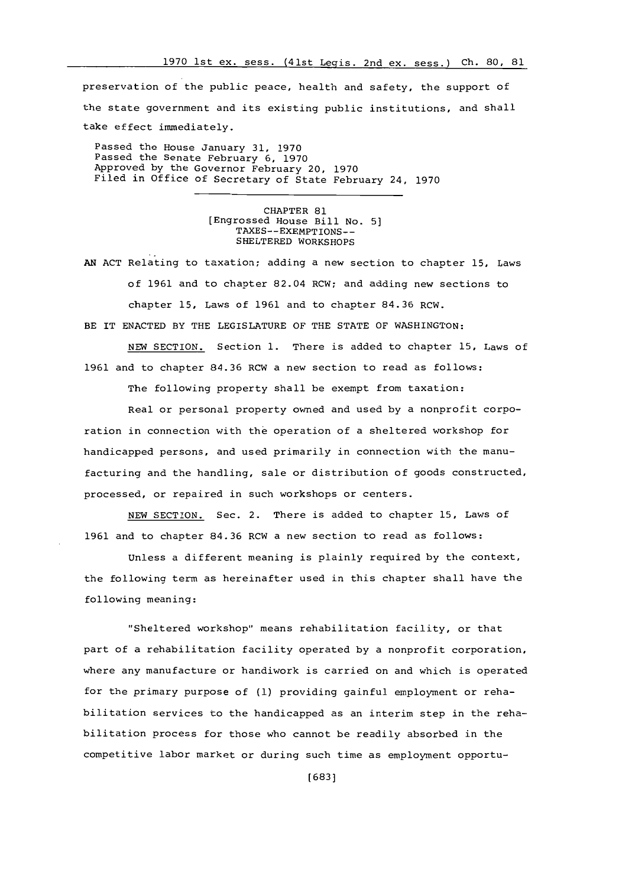preservation of the public peace, health and safety, the support of the state government and its existing public institutions, and shall take effect immediately.

Passed the House January 31, 1970
Passed the Senate February 6, 1970
Approved by the Governor February 20, 1970
Filed in Office of Secretary of State February 24, 1970

---

CHAPTER 81
[Engrossed House Bill No. 5]
TAXES--EXEMPTIONS--
SHELTERED WORKSHOPS

AN ACT Relating to taxation; adding a new section to chapter 15, Laws of 1961 and to chapter 82.04 RCW; and adding new sections to chapter 15, Laws of 1961 and to chapter 84.36 RCW.

BE IT ENACTED BY THE LEGISLATURE OF THE STATE OF WASHINGTON:

NEW SECTION. Section 1. There is added to chapter 15, Laws of 1961 and to chapter 84.36 RCW a new section to read as follows:

The following property shall be exempt from taxation:

Real or personal property owned and used by a nonprofit corporation in connection with the operation of a sheltered workshop for handicapped persons, and used primarily in connection with the manufacturing and the handling, sale or distribution of goods constructed, processed, or repaired in such workshops or centers.

NEW SECTION. Sec. 2. There is added to chapter 15, Laws of 1961 and to chapter 84.36 RCW a new section to read as follows:

Unless a different meaning is plainly required by the context, the following term as hereinafter used in this chapter shall have the following meaning:

"Sheltered workshop" means rehabilitation facility, or that part of a rehabilitation facility operated by a nonprofit corporation, where any manufacture or handiwork is carried on and which is operated for the primary purpose of (1) providing gainful employment or rehabilitation services to the handicapped as an interim step in the rehabilitation process for those who cannot be readily absorbed in the competitive labor market or during such time as employment opportu-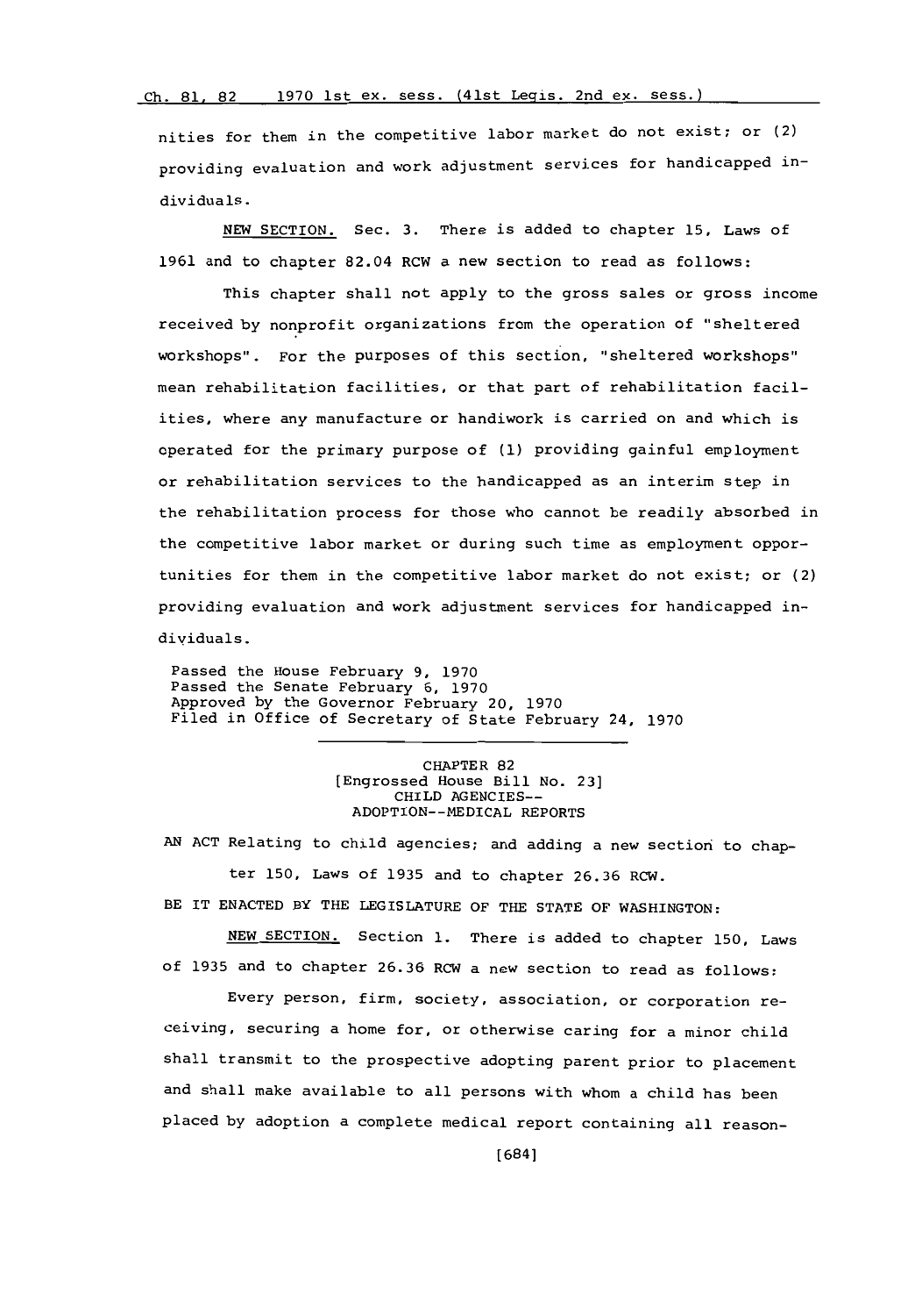nities for them in the competitive labor market do not exist; or (2) providing evaluation and work adjustment services for handicapped individuals.

NEW SECTION. Sec. 3. There is added to chapter 15, Laws of 1961 and to chapter 82.04 RCW a new section to read as follows:

This chapter shall not apply to the gross sales or gross income received by nonprofit organizations from the operation of "sheltered workshops". For the purposes of this section, "sheltered workshops" mean rehabilitation facilities, or that part of rehabilitation facilities, where any manufacture or handiwork is carried on and which is operated for the primary purpose of (1) providing gainful employment or rehabilitation services to the handicapped as an interim step in the rehabilitation process for those who cannot be readily absorbed in the competitive labor market or during such time as employment opportunities for them in the competitive labor market do not exist; or (2) providing evaluation and work adjustment services for handicapped individuals.

Passed the House February 9, 1970
Passed the Senate February 6, 1970
Approved by the Governor February 20, 1970
Filed in Office of Secretary of State February 24, 1970

---

CHAPTER 82
[Engrossed House Bill No. 23]
CHILD AGENCIES--
ADOPTION--MEDICAL REPORTS

AN ACT Relating to child agencies; and adding a new section to chapter 150, Laws of 1935 and to chapter 26.36 RCW.

BE IT ENACTED BY THE LEGISLATURE OF THE STATE OF WASHINGTON:

NEW SECTION. Section 1. There is added to chapter 150, Laws of 1935 and to chapter 26.36 RCW a new section to read as follows:

Every person, firm, society, association, or corporation receiving, securing a home for, or otherwise caring for a minor child shall transmit to the prospective adopting parent prior to placement and shall make available to all persons with whom a child has been placed by adoption a complete medical report containing all reason-